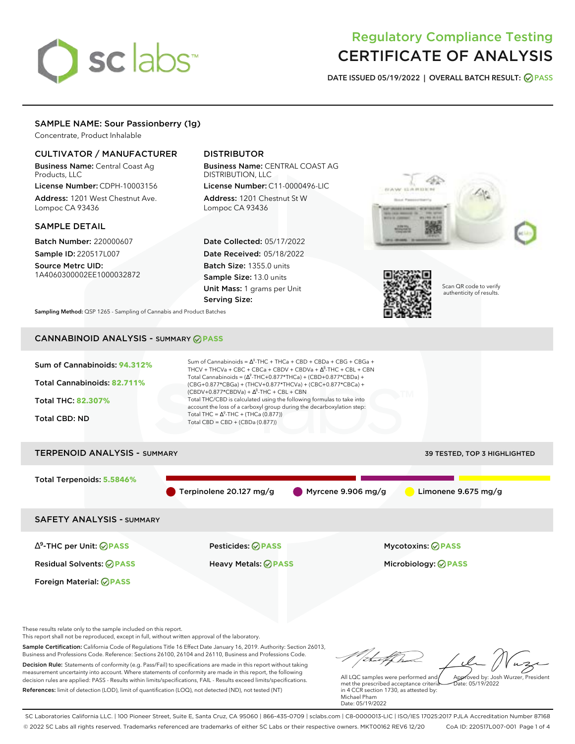# Regulatory Compliance Testing
# CERTIFICATE OF ANALYSIS

**DATE ISSUED 05/19/2022 | OVERALL BATCH RESULT: PASS**

## SAMPLE NAME: Sour Passionberry (1g)

Concentrate, Product Inhalable

### CULTIVATOR / MANUFACTURER

**Business Name:** Central Coast Ag Products, LLC

**License Number:** CDPH-10003156

**Address:** 1201 West Chestnut Ave. Lompoc CA 93436

### DISTRIBUTOR

**Business Name:** CENTRAL COAST AG DISTRIBUTION, LLC

**License Number:** C11-0000496-LIC

**Address:** 1201 Chestnut St W Lompoc CA 93436

### SAMPLE DETAIL

**Batch Number:** 220000607

**Sample ID:** 220517L007

**Source Metrc UID:** 1A4060300002EE1000032872

**Date Collected:** 05/17/2022

**Date Received:** 05/18/2022

**Batch Size:** 1355.0 units

**Sample Size:** 13.0 units

**Unit Mass:** 1 grams per Unit

**Serving Size:**

Scan QR code to verify authenticity of results.

**Sampling Method:** QSP 1265 - Sampling of Cannabis and Product Batches

## CANNABINOID ANALYSIS - SUMMARY PASS

Sum of Cannabinoids: **94.312%**

Total Cannabinoids: **82.711%**

Total THC: **82.307%**

Total CBD: ND

Sum of Cannabinoids = $\Delta^9$-THC + THCa + CBD + CBDa + CBG + CBGa + THCV + THCVa + CBC + CBCa + CBDV + CBDVa + $\Delta^8$-THC + CBL + CBN

Total Cannabinoids = ($\Delta^9$-THC+0.877*THCa) + (CBD+0.877*CBDa) + (CBG+0.877*CBGa) + (THCV+0.877*THCVa) + (CBC+0.877*CBCa) + (CBDV+0.877*CBDVa) + $\Delta^8$-THC + CBL + CBN

Total THC/CBD is calculated using the following formulas to take into account the loss of a carboxyl group during the decarboxylation step:

Total THC = $\Delta^9$-THC + (THCa (0.877))

Total CBD = CBD + (CBDa (0.877))

## TERPENOID ANALYSIS - SUMMARY

39 TESTED, TOP 3 HIGHLIGHTED

Total Terpenoids: **5.5846%**

Terpinolene 20.127 mg/g | Myrcene 9.906 mg/g | Limonene 9.675 mg/g

## SAFETY ANALYSIS - SUMMARY

| | | |
|---|---|---|
| $\Delta^9$-THC per Unit: PASS | Pesticides: PASS | Mycotoxins: PASS |
| Residual Solvents: PASS | Heavy Metals: PASS | Microbiology: PASS |
| Foreign Material: PASS | | |

These results relate only to the sample included on this report.

This report shall not be reproduced, except in full, without written approval of the laboratory.

**Sample Certification:** California Code of Regulations Title 16 Effect Date January 16, 2019. Authority: Section 26013, Business and Professions Code. Reference: Sections 26100, 26104 and 26110, Business and Professions Code.

**Decision Rule:** Statements of conformity (e.g. Pass/Fail) to specifications are made in this report without taking measurement uncertainty into account. Where statements of conformity are made in this report, the following decision rules are applied: PASS - Results within limits/specifications, FAIL - Results exceed limits/specifications.

**References:** limit of detection (LOD), limit of quantification (LOQ), not detected (ND), not tested (NT)

All LQC samples were performed and met the prescribed acceptance criteria in 4 CCR section 1730, as attested by: Michael Pham
Date: 05/19/2022

Approved by: Josh Wurzer, President
Date: 05/19/2022

SC Laboratories California LLC. | 100 Pioneer Street, Suite E, Santa Cruz, CA 95060 | 866-435-0709 | sclabs.com | C8-0000013-LIC | ISO/IES 17025:2017 PJLA Accreditation Number 87168

© 2022 SC Labs all rights reserved. Trademarks referenced are trademarks of either SC Labs or their respective owners. MKT00162 REV6 12/20 CoA ID: 220517L007-001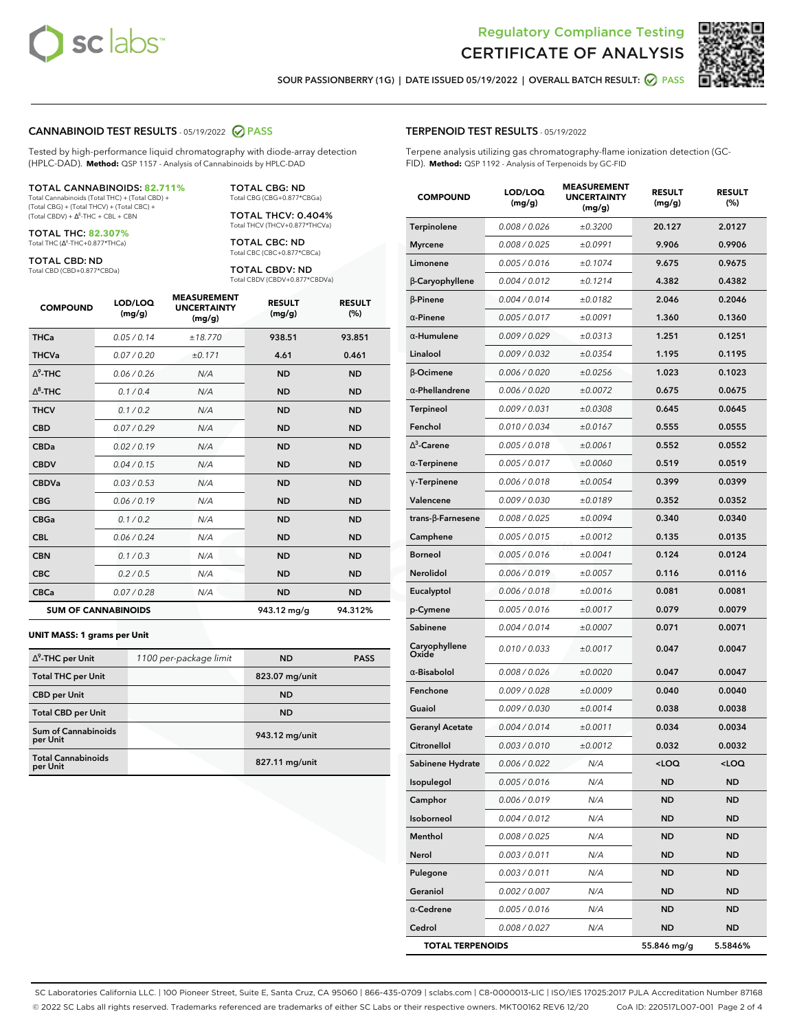# Regulatory Compliance Testing
# CERTIFICATE OF ANALYSIS

SOUR PASSIONBERRY (1G) | DATE ISSUED 05/19/2022 | OVERALL BATCH RESULT: PASS

## CANNABINOID TEST RESULTS - 05/19/2022 PASS

Tested by high-performance liquid chromatography with diode-array detection (HPLC-DAD). **Method:** QSP 1157 - Analysis of Cannabinoids by HPLC-DAD

**TOTAL CANNABINOIDS: 82.711%**
Total Cannabinoids (Total THC) + (Total CBD) + (Total CBG) + (Total THCV) + (Total CBC) + (Total CBDV) + $\Delta^8$-THC + CBL + CBN

**TOTAL THC: 82.307%**
Total THC ($\Delta^9$-THC+0.877*THCa)

**TOTAL CBD: ND**
Total CBD (CBD+0.877*CBDa)

**TOTAL CBG: ND**
Total CBG (CBG+0.877*CBGa)

**TOTAL THCV: 0.404%**
Total THCV (THCV+0.877*THCVa)

**TOTAL CBC: ND**
Total CBC (CBC+0.877*CBCa)

**TOTAL CBDV: ND**
Total CBDV (CBDV+0.877*CBDVa)

| COMPOUND | LOD/LOQ (mg/g) | MEASUREMENT UNCERTAINTY (mg/g) | RESULT (mg/g) | RESULT (%) |
|---|---|---|---|---|
| THCa | 0.05 / 0.14 | ±18.770 | 938.51 | 93.851 |
| THCVa | 0.07 / 0.20 | ±0.171 | 4.61 | 0.461 |
| $\Delta^9$-THC | 0.06 / 0.26 | N/A | ND | ND |
| $\Delta^8$-THC | 0.1 / 0.4 | N/A | ND | ND |
| THCV | 0.1 / 0.2 | N/A | ND | ND |
| CBD | 0.07 / 0.29 | N/A | ND | ND |
| CBDa | 0.02 / 0.19 | N/A | ND | ND |
| CBDV | 0.04 / 0.15 | N/A | ND | ND |
| CBDVa | 0.03 / 0.53 | N/A | ND | ND |
| CBG | 0.06 / 0.19 | N/A | ND | ND |
| CBGa | 0.1 / 0.2 | N/A | ND | ND |
| CBL | 0.06 / 0.24 | N/A | ND | ND |
| CBN | 0.1 / 0.3 | N/A | ND | ND |
| CBC | 0.2 / 0.5 | N/A | ND | ND |
| CBCa | 0.07 / 0.28 | N/A | ND | ND |
| **SUM OF CANNABINOIDS** | | | 943.12 mg/g | 94.312% |

**UNIT MASS: 1 grams per Unit**

| | | | |
|---|---|---|---|
| $\Delta^9$-THC per Unit | 1100 per-package limit | ND | PASS |
| Total THC per Unit | | 823.07 mg/unit | |
| CBD per Unit | | ND | |
| Total CBD per Unit | | ND | |
| Sum of Cannabinoids per Unit | | 943.12 mg/unit | |
| Total Cannabinoids per Unit | | 827.11 mg/unit | |

## TERPENOID TEST RESULTS - 05/19/2022

Terpene analysis utilizing gas chromatography-flame ionization detection (GC-FID). **Method:** QSP 1192 - Analysis of Terpenoids by GC-FID

| COMPOUND | LOD/LOQ (mg/g) | MEASUREMENT UNCERTAINTY (mg/g) | RESULT (mg/g) | RESULT (%) |
|---|---|---|---|---|
| Terpinolene | 0.008 / 0.026 | ±0.3200 | 20.127 | 2.0127 |
| Myrcene | 0.008 / 0.025 | ±0.0991 | 9.906 | 0.9906 |
| Limonene | 0.005 / 0.016 | ±0.1074 | 9.675 | 0.9675 |
| β-Caryophyllene | 0.004 / 0.012 | ±0.1214 | 4.382 | 0.4382 |
| β-Pinene | 0.004 / 0.014 | ±0.0182 | 2.046 | 0.2046 |
| α-Pinene | 0.005 / 0.017 | ±0.0091 | 1.360 | 0.1360 |
| α-Humulene | 0.009 / 0.029 | ±0.0313 | 1.251 | 0.1251 |
| Linalool | 0.009 / 0.032 | ±0.0354 | 1.195 | 0.1195 |
| β-Ocimene | 0.006 / 0.020 | ±0.0256 | 1.023 | 0.1023 |
| α-Phellandrene | 0.006 / 0.020 | ±0.0072 | 0.675 | 0.0675 |
| Terpineol | 0.009 / 0.031 | ±0.0308 | 0.645 | 0.0645 |
| Fenchol | 0.010 / 0.034 | ±0.0167 | 0.555 | 0.0555 |
| $\Delta^3$-Carene | 0.005 / 0.018 | ±0.0061 | 0.552 | 0.0552 |
| α-Terpinene | 0.005 / 0.017 | ±0.0060 | 0.519 | 0.0519 |
| γ-Terpinene | 0.006 / 0.018 | ±0.0054 | 0.399 | 0.0399 |
| Valencene | 0.009 / 0.030 | ±0.0189 | 0.352 | 0.0352 |
| trans-β-Farnesene | 0.008 / 0.025 | ±0.0094 | 0.340 | 0.0340 |
| Camphene | 0.005 / 0.015 | ±0.0012 | 0.135 | 0.0135 |
| Borneol | 0.005 / 0.016 | ±0.0041 | 0.124 | 0.0124 |
| Nerolidol | 0.006 / 0.019 | ±0.0057 | 0.116 | 0.0116 |
| Eucalyptol | 0.006 / 0.018 | ±0.0016 | 0.081 | 0.0081 |
| p-Cymene | 0.005 / 0.016 | ±0.0017 | 0.079 | 0.0079 |
| Sabinene | 0.004 / 0.014 | ±0.0007 | 0.071 | 0.0071 |
| Caryophyllene Oxide | 0.010 / 0.033 | ±0.0017 | 0.047 | 0.0047 |
| α-Bisabolol | 0.008 / 0.026 | ±0.0020 | 0.047 | 0.0047 |
| Fenchone | 0.009 / 0.028 | ±0.0009 | 0.040 | 0.0040 |
| Guaiol | 0.009 / 0.030 | ±0.0014 | 0.038 | 0.0038 |
| Geranyl Acetate | 0.004 / 0.014 | ±0.0011 | 0.034 | 0.0034 |
| Citronellol | 0.003 / 0.010 | ±0.0012 | 0.032 | 0.0032 |
| Sabinene Hydrate | 0.006 / 0.022 | N/A | <LOQ | <LOQ |
| Isopulegol | 0.005 / 0.016 | N/A | ND | ND |
| Camphor | 0.006 / 0.019 | N/A | ND | ND |
| Isoborneol | 0.004 / 0.012 | N/A | ND | ND |
| Menthol | 0.008 / 0.025 | N/A | ND | ND |
| Nerol | 0.003 / 0.011 | N/A | ND | ND |
| Pulegone | 0.003 / 0.011 | N/A | ND | ND |
| Geraniol | 0.002 / 0.007 | N/A | ND | ND |
| α-Cedrene | 0.005 / 0.016 | N/A | ND | ND |
| Cedrol | 0.008 / 0.027 | N/A | ND | ND |
| **TOTAL TERPENOIDS** | | | 55.846 mg/g | 5.5846% |

SC Laboratories California LLC. | 100 Pioneer Street, Suite E, Santa Cruz, CA 95060 | 866-435-0709 | sclabs.com | C8-0000013-LIC | ISO/IES 17025:2017 PJLA Accreditation Number 87168
© 2022 SC Labs all rights reserved. Trademarks referenced are trademarks of either SC Labs or their respective owners. MKT00162 REV6 12/20 CoA ID: 220517L007-001